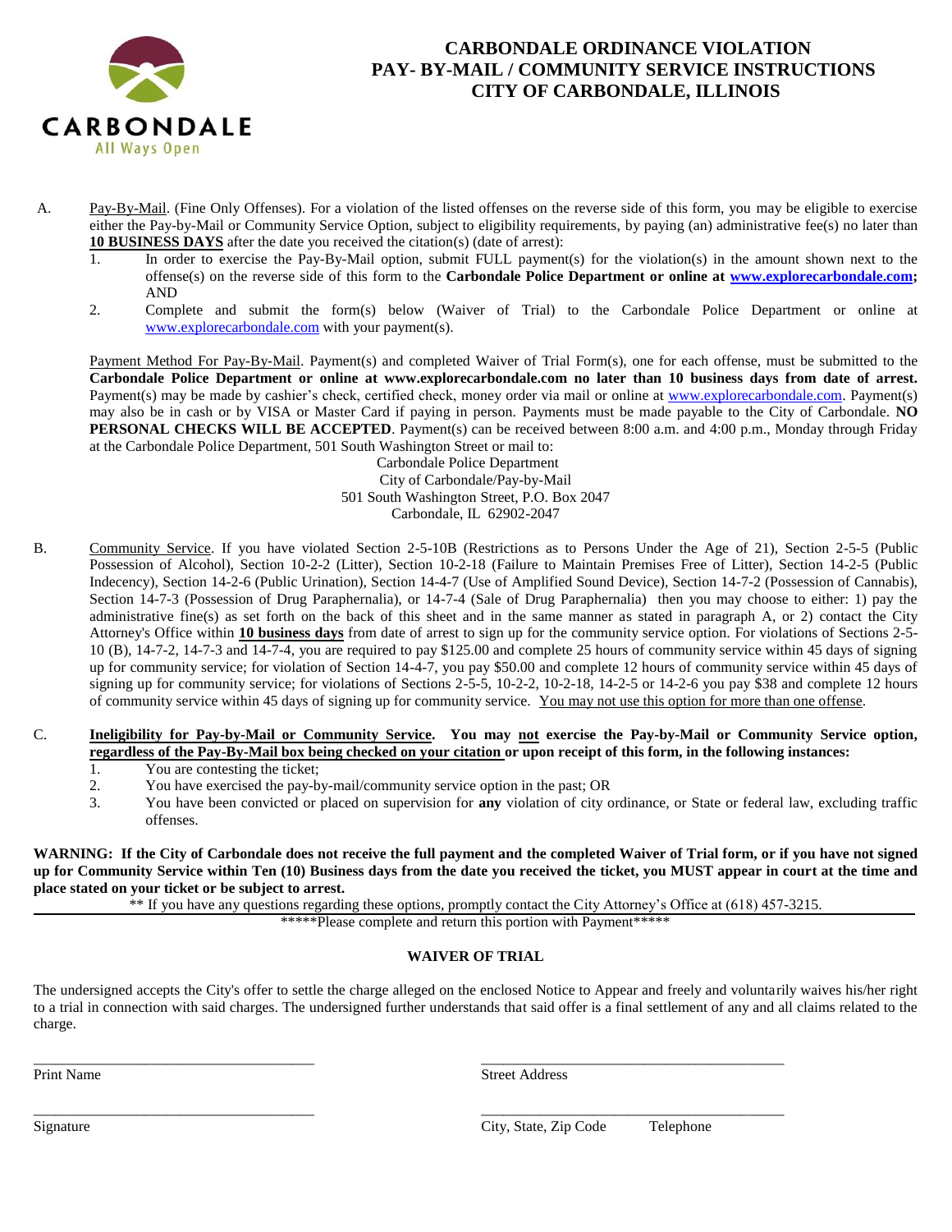CARBONDALE
All Ways Open

# CARBONDALE ORDINANCE VIOLATION
# PAY- BY-MAIL / COMMUNITY SERVICE INSTRUCTIONS
# CITY OF CARBONDALE, ILLINOIS

A. Pay-By-Mail. (Fine Only Offenses). For a violation of the listed offenses on the reverse side of this form, you may be eligible to exercise either the Pay-by-Mail or Community Service Option, subject to eligibility requirements, by paying (an) administrative fee(s) no later than **10 BUSINESS DAYS** after the date you received the citation(s) (date of arrest):

1. In order to exercise the Pay-By-Mail option, submit FULL payment(s) for the violation(s) in the amount shown next to the offense(s) on the reverse side of this form to the **Carbondale Police Department or online at www.explorecarbondale.com;** AND
2. Complete and submit the form(s) below (Waiver of Trial) to the Carbondale Police Department or online at www.explorecarbondale.com with your payment(s).

Payment Method For Pay-By-Mail. Payment(s) and completed Waiver of Trial Form(s), one for each offense, must be submitted to the **Carbondale Police Department or online at www.explorecarbondale.com no later than 10 business days from date of arrest.** Payment(s) may be made by cashier's check, certified check, money order via mail or online at www.explorecarbondale.com. Payment(s) may also be in cash or by VISA or Master Card if paying in person. Payments must be made payable to the City of Carbondale. **NO PERSONAL CHECKS WILL BE ACCEPTED**. Payment(s) can be received between 8:00 a.m. and 4:00 p.m., Monday through Friday at the Carbondale Police Department, 501 South Washington Street or mail to:

Carbondale Police Department
City of Carbondale/Pay-by-Mail
501 South Washington Street, P.O. Box 2047
Carbondale, IL 62902-2047

B. Community Service. If you have violated Section 2-5-10B (Restrictions as to Persons Under the Age of 21), Section 2-5-5 (Public Possession of Alcohol), Section 10-2-2 (Litter), Section 10-2-18 (Failure to Maintain Premises Free of Litter), Section 14-2-5 (Public Indecency), Section 14-2-6 (Public Urination), Section 14-4-7 (Use of Amplified Sound Device), Section 14-7-2 (Possession of Cannabis), Section 14-7-3 (Possession of Drug Paraphernalia), or 14-7-4 (Sale of Drug Paraphernalia) then you may choose to either: 1) pay the administrative fine(s) as set forth on the back of this sheet and in the same manner as stated in paragraph A, or 2) contact the City Attorney's Office within **10 business days** from date of arrest to sign up for the community service option. For violations of Sections 2-5-10 (B), 14-7-2, 14-7-3 and 14-7-4, you are required to pay $125.00 and complete 25 hours of community service within 45 days of signing up for community service; for violation of Section 14-4-7, you pay $50.00 and complete 12 hours of community service within 45 days of signing up for community service; for violations of Sections 2-5-5, 10-2-2, 10-2-18, 14-2-5 or 14-2-6 you pay $38 and complete 12 hours of community service within 45 days of signing up for community service. You may not use this option for more than one offense.

C. **Ineligibility for Pay-by-Mail or Community Service. You may not exercise the Pay-by-Mail or Community Service option, regardless of the Pay-By-Mail box being checked on your citation or upon receipt of this form, in the following instances:**

1. You are contesting the ticket;
2. You have exercised the pay-by-mail/community service option in the past; OR
3. You have been convicted or placed on supervision for **any** violation of city ordinance, or State or federal law, excluding traffic offenses.

**WARNING: If the City of Carbondale does not receive the full payment and the completed Waiver of Trial form, or if you have not signed up for Community Service within Ten (10) Business days from the date you received the ticket, you MUST appear in court at the time and place stated on your ticket or be subject to arrest.**

** If you have any questions regarding these options, promptly contact the City Attorney's Office at (618) 457-3215.

*****Please complete and return this portion with Payment*****

## WAIVER OF TRIAL

The undersigned accepts the City's offer to settle the charge alleged on the enclosed Notice to Appear and freely and voluntarily waives his/her right to a trial in connection with said charges. The undersigned further understands that said offer is a final settlement of any and all claims related to the charge.

______________________________ Print Name

______________________________ Street Address

______________________________ Signature

______________________________ City, State, Zip Code Telephone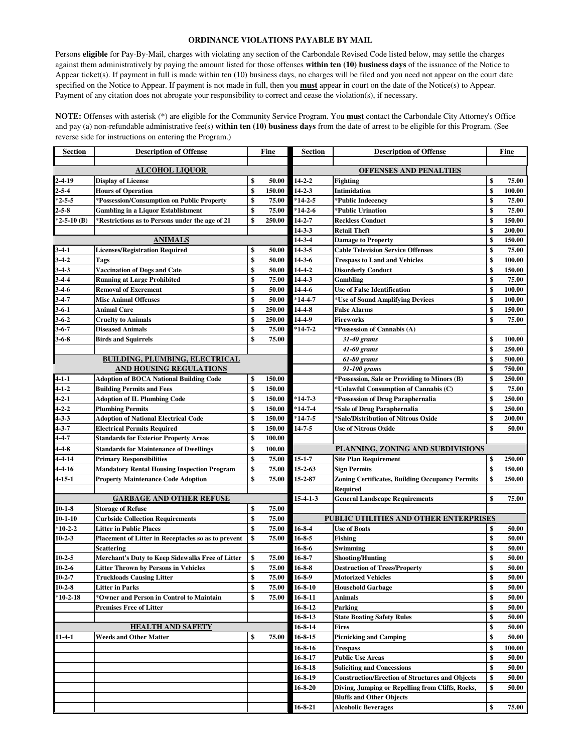### ORDINANCE VIOLATIONS PAYABLE BY MAIL

Persons **eligible** for Pay-By-Mail, charges with violating any section of the Carbondale Revised Code listed below, may settle the charges against them administratively by paying the amount listed for those offenses **within ten (10) business days** of the issuance of the Notice to Appear ticket(s). If payment in full is made within ten (10) business days, no charges will be filed and you need not appear on the court date specified on the Notice to Appear. If payment is not made in full, then you **must** appear in court on the date of the Notice(s) to Appear. Payment of any citation does not abrogate your responsibility to correct and cease the violation(s), if necessary.

**NOTE:** Offenses with asterisk (*) are eligible for the Community Service Program. You **must** contact the Carbondale City Attorney's Office and pay (a) non-refundable administrative fee(s) **within ten (10) business days** from the date of arrest to be eligible for this Program. (See reverse side for instructions on entering the Program.)

| Section | Description of Offense | Fine |
|---|---|---|
| | **ALCOHOL LIQUOR** | |
| 2-4-19 | Display of License | $ 50.00 |
| 2-5-4 | Hours of Operation | $ 150.00 |
| *2-5-5 | *Possession/Consumption on Public Property | $ 75.00 |
| 2-5-8 | Gambling in a Liquor Establishment | $ 75.00 |
| *2-5-10 (B) | *Restrictions as to Persons under the age of 21 | $ 250.00 |
| | **ANIMALS** | |
| 3-4-1 | Licenses/Registration Required | $ 50.00 |
| 3-4-2 | Tags | $ 50.00 |
| 3-4-3 | Vaccination of Dogs and Cate | $ 50.00 |
| 3-4-4 | Running at Large Prohibited | $ 75.00 |
| 3-4-6 | Removal of Excrement | $ 50.00 |
| 3-4-7 | Misc Animal Offenses | $ 50.00 |
| 3-6-1 | Animal Care | $ 250.00 |
| 3-6-2 | Cruelty to Animals | $ 250.00 |
| 3-6-7 | Diseased Animals | $ 75.00 |
| 3-6-8 | Birds and Squirrels | $ 75.00 |
| | **BUILDING, PLUMBING, ELECTRICAL AND HOUSING REGULATIONS** | |
| 4-1-1 | Adoption of BOCA National Building Code | $ 150.00 |
| 4-1-2 | Building Permits and Fees | $ 150.00 |
| 4-2-1 | Adoption of IL Plumbing Code | $ 150.00 |
| 4-2-2 | Plumbing Permits | $ 150.00 |
| 4-3-3 | Adoption of National Electrical Code | $ 150.00 |
| 4-3-7 | Electrical Permits Required | $ 150.00 |
| 4-4-7 | Standards for Exterior Property Areas | $ 100.00 |
| 4-4-8 | Standards for Maintenance of Dwellings | $ 100.00 |
| 4-4-14 | Primary Responsibilities | $ 75.00 |
| 4-4-16 | Mandatory Rental Housing Inspection Program | $ 75.00 |
| 4-15-1 | Property Maintenance Code Adoption | $ 75.00 |
| | **GARBAGE AND OTHER REFUSE** | |
| 10-1-8 | Storage of Refuse | $ 75.00 |
| 10-1-10 | Curbside Collection Requirements | $ 75.00 |
| *10-2-2 | Litter in Public Places | $ 75.00 |
| 10-2-3 | Placement of Litter in Receptacles so as to prevent Scattering | $ 75.00 |
| 10-2-5 | Merchant's Duty to Keep Sidewalks Free of Litter | $ 75.00 |
| 10-2-6 | Litter Thrown by Persons in Vehicles | $ 75.00 |
| 10-2-7 | Truckloads Causing Litter | $ 75.00 |
| 10-2-8 | Litter in Parks | $ 75.00 |
| *10-2-18 | *Owner and Person in Control to Maintain Premises Free of Litter | $ 75.00 |
| | **HEALTH AND SAFETY** | |
| 11-4-1 | Weeds and Other Matter | $ 75.00 |
| | **OFFENSES AND PENALTIES** | |
| 14-2-2 | Fighting | $ 75.00 |
| 14-2-3 | Intimidation | $ 100.00 |
| *14-2-5 | *Public Indecency | $ 75.00 |
| *14-2-6 | *Public Urination | $ 75.00 |
| 14-2-7 | Reckless Conduct | $ 150.00 |
| 14-3-3 | Retail Theft | $ 200.00 |
| 14-3-4 | Damage to Property | $ 150.00 |
| 14-3-5 | Cable Television Service Offenses | $ 75.00 |
| 14-3-6 | Trespass to Land and Vehicles | $ 100.00 |
| 14-4-2 | Disorderly Conduct | $ 150.00 |
| 14-4-3 | Gambling | $ 75.00 |
| 14-4-6 | Use of False Identification | $ 100.00 |
| *14-4-7 | *Use of Sound Amplifying Devices | $ 100.00 |
| 14-4-8 | False Alarms | $ 150.00 |
| 14-4-9 | Fireworks | $ 75.00 |
| *14-7-2 | *Possession of Cannabis (A) | |
| | *31-40 grams* | $ 100.00 |
| | *41-60 grams* | $ 250.00 |
| | *61-80 grams* | $ 500.00 |
| | *91-100 grams* | $ 750.00 |
| | *Possession, Sale or Providing to Minors (B) | $ 250.00 |
| | *Unlawful Consumption of Cannabis (C) | $ 75.00 |
| *14-7-3 | *Possession of Drug Paraphernalia | $ 250.00 |
| *14-7-4 | *Sale of Drug Paraphernalia | $ 250.00 |
| *14-7-5 | *Sale/Distribution of Nitrous Oxide | $ 200.00 |
| 14-7-5 | Use of Nitrous Oxide | $ 50.00 |
| | **PLANNING, ZONING AND SUBDIVISIONS** | |
| 15-1-7 | Site Plan Requirement | $ 250.00 |
| 15-2-63 | Sign Permits | $ 150.00 |
| 15-2-87 | Zoning Certificates, Building Occupancy Permits Required | $ 250.00 |
| 15-4-1-3 | General Landscape Requirements | $ 75.00 |
| | **PUBLIC UTILITIES AND OTHER ENTERPRISES** | |
| 16-8-4 | Use of Boats | $ 50.00 |
| 16-8-5 | Fishing | $ 50.00 |
| 16-8-6 | Swimming | $ 50.00 |
| 16-8-7 | Shooting/Hunting | $ 50.00 |
| 16-8-8 | Destruction of Trees/Property | $ 50.00 |
| 16-8-9 | Motorized Vehicles | $ 50.00 |
| 16-8-10 | Household Garbage | $ 50.00 |
| 16-8-11 | Animals | $ 50.00 |
| 16-8-12 | Parking | $ 50.00 |
| 16-8-13 | State Boating Safety Rules | $ 50.00 |
| 16-8-14 | Fires | $ 50.00 |
| 16-8-15 | Picnicking and Camping | $ 50.00 |
| 16-8-16 | Trespass | $ 100.00 |
| 16-8-17 | Public Use Areas | $ 50.00 |
| 16-8-18 | Soliciting and Concessions | $ 50.00 |
| 16-8-19 | Construction/Erection of Structures and Objects | $ 50.00 |
| 16-8-20 | Diving, Jumping or Repelling from Cliffs, Rocks, Bluffs and Other Objects | $ 50.00 |
| 16-8-21 | Alcoholic Beverages | $ 75.00 |